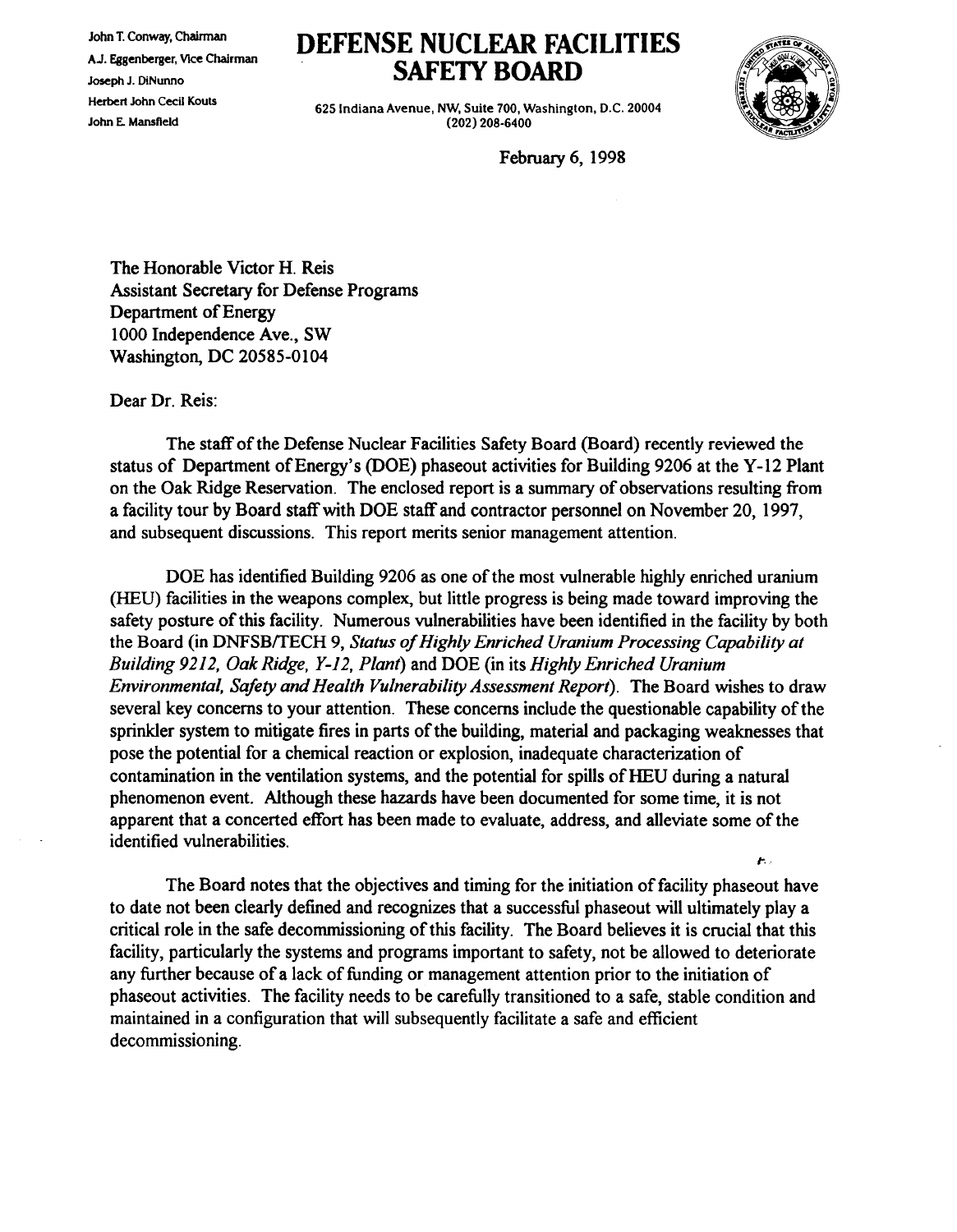John T. Conway, Chairman
A.J. Eggenberger, Vice Chairman
Joseph J. DiNunno
Herbert John Cecil Kouts
John E. Mansfield

# DEFENSE NUCLEAR FACILITIES SAFETY BOARD

625 Indiana Avenue, NW, Suite 700, Washington, D.C. 20004
(202) 208-6400

February 6, 1998

The Honorable Victor H. Reis
Assistant Secretary for Defense Programs
Department of Energy
1000 Independence Ave., SW
Washington, DC 20585-0104

Dear Dr. Reis:

The staff of the Defense Nuclear Facilities Safety Board (Board) recently reviewed the status of Department of Energy's (DOE) phaseout activities for Building 9206 at the Y-12 Plant on the Oak Ridge Reservation. The enclosed report is a summary of observations resulting from a facility tour by Board staff with DOE staff and contractor personnel on November 20, 1997, and subsequent discussions. This report merits senior management attention.

DOE has identified Building 9206 as one of the most vulnerable highly enriched uranium (HEU) facilities in the weapons complex, but little progress is being made toward improving the safety posture of this facility. Numerous vulnerabilities have been identified in the facility by both the Board (in DNFSB/TECH 9, *Status of Highly Enriched Uranium Processing Capability at Building 9212, Oak Ridge, Y-12, Plant*) and DOE (in its *Highly Enriched Uranium Environmental, Safety and Health Vulnerability Assessment Report*). The Board wishes to draw several key concerns to your attention. These concerns include the questionable capability of the sprinkler system to mitigate fires in parts of the building, material and packaging weaknesses that pose the potential for a chemical reaction or explosion, inadequate characterization of contamination in the ventilation systems, and the potential for spills of HEU during a natural phenomenon event. Although these hazards have been documented for some time, it is not apparent that a concerted effort has been made to evaluate, address, and alleviate some of the identified vulnerabilities.

The Board notes that the objectives and timing for the initiation of facility phaseout have to date not been clearly defined and recognizes that a successful phaseout will ultimately play a critical role in the safe decommissioning of this facility. The Board believes it is crucial that this facility, particularly the systems and programs important to safety, not be allowed to deteriorate any further because of a lack of funding or management attention prior to the initiation of phaseout activities. The facility needs to be carefully transitioned to a safe, stable condition and maintained in a configuration that will subsequently facilitate a safe and efficient decommissioning.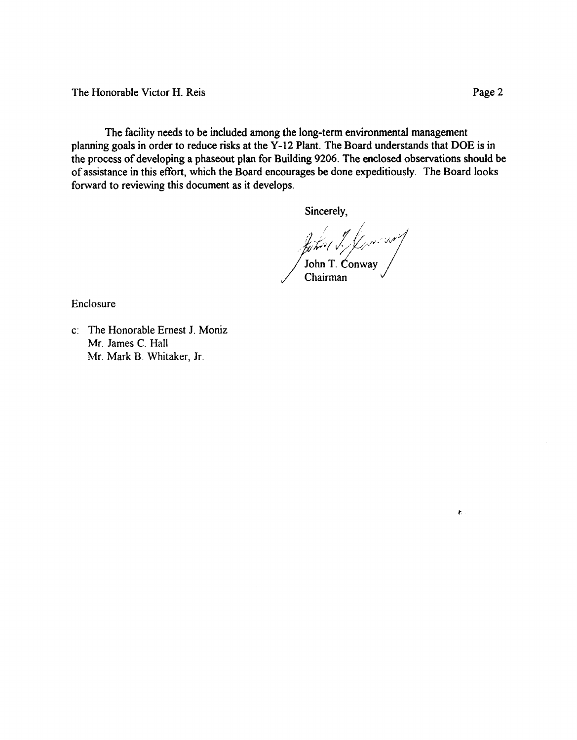The facility needs to be included among the long-term environmental management planning goals in order to reduce risks at the Y-12 Plant. The Board understands that DOE is in the process of developing a phaseout plan for Building 9206. The enclosed observations should be of assistance in this effort, which the Board encourages be done expeditiously. The Board looks forward to reviewing this document as it develops.

Sincerely,

John T. Conway
Chairman

Enclosure

c: The Honorable Ernest J. Moniz
Mr. James C. Hall
Mr. Mark B. Whitaker, Jr.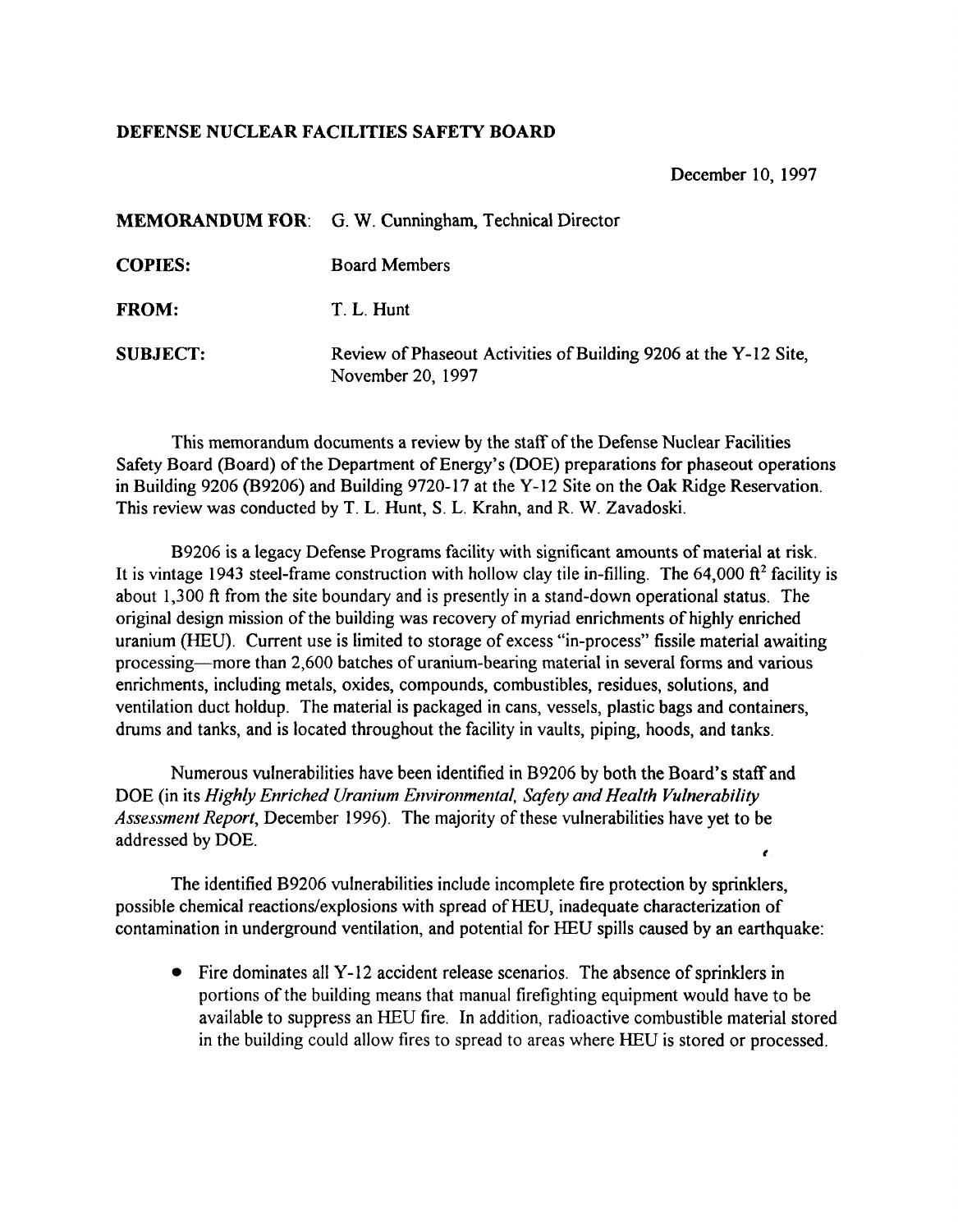**DEFENSE NUCLEAR FACILITIES SAFETY BOARD**

December 10, 1997

**MEMORANDUM FOR**: G. W. Cunningham, Technical Director

**COPIES**: Board Members

**FROM**: T. L. Hunt

**SUBJECT**: Review of Phaseout Activities of Building 9206 at the Y-12 Site, November 20, 1997

This memorandum documents a review by the staff of the Defense Nuclear Facilities Safety Board (Board) of the Department of Energy's (DOE) preparations for phaseout operations in Building 9206 (B9206) and Building 9720-17 at the Y-12 Site on the Oak Ridge Reservation. This review was conducted by T. L. Hunt, S. L. Krahn, and R. W. Zavadoski.

B9206 is a legacy Defense Programs facility with significant amounts of material at risk. It is vintage 1943 steel-frame construction with hollow clay tile in-filling. The 64,000 $ft^2$ facility is about 1,300 ft from the site boundary and is presently in a stand-down operational status. The original design mission of the building was recovery of myriad enrichments of highly enriched uranium (HEU). Current use is limited to storage of excess "in-process" fissile material awaiting processing—more than 2,600 batches of uranium-bearing material in several forms and various enrichments, including metals, oxides, compounds, combustibles, residues, solutions, and ventilation duct holdup. The material is packaged in cans, vessels, plastic bags and containers, drums and tanks, and is located throughout the facility in vaults, piping, hoods, and tanks.

Numerous vulnerabilities have been identified in B9206 by both the Board's staff and DOE (in its *Highly Enriched Uranium Environmental, Safety and Health Vulnerability Assessment Report*, December 1996). The majority of these vulnerabilities have yet to be addressed by DOE.

The identified B9206 vulnerabilities include incomplete fire protection by sprinklers, possible chemical reactions/explosions with spread of HEU, inadequate characterization of contamination in underground ventilation, and potential for HEU spills caused by an earthquake:

- Fire dominates all Y-12 accident release scenarios. The absence of sprinklers in portions of the building means that manual firefighting equipment would have to be available to suppress an HEU fire. In addition, radioactive combustible material stored in the building could allow fires to spread to areas where HEU is stored or processed.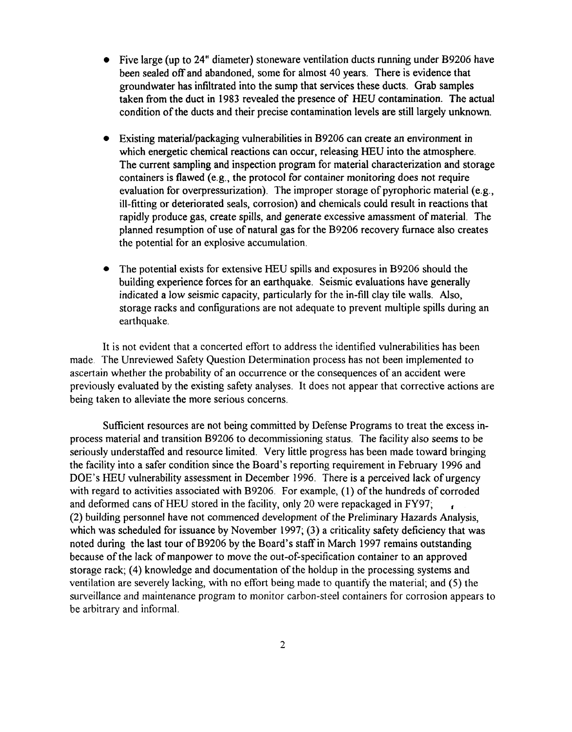- Five large (up to 24" diameter) stoneware ventilation ducts running under B9206 have been sealed off and abandoned, some for almost 40 years. There is evidence that groundwater has infiltrated into the sump that services these ducts. Grab samples taken from the duct in 1983 revealed the presence of HEU contamination. The actual condition of the ducts and their precise contamination levels are still largely unknown.

- Existing material/packaging vulnerabilities in B9206 can create an environment in which energetic chemical reactions can occur, releasing HEU into the atmosphere. The current sampling and inspection program for material characterization and storage containers is flawed (e.g., the protocol for container monitoring does not require evaluation for overpressurization). The improper storage of pyrophoric material (e.g., ill-fitting or deteriorated seals, corrosion) and chemicals could result in reactions that rapidly produce gas, create spills, and generate excessive amassment of material. The planned resumption of use of natural gas for the B9206 recovery furnace also creates the potential for an explosive accumulation.

- The potential exists for extensive HEU spills and exposures in B9206 should the building experience forces for an earthquake. Seismic evaluations have generally indicated a low seismic capacity, particularly for the in-fill clay tile walls. Also, storage racks and configurations are not adequate to prevent multiple spills during an earthquake.

It is not evident that a concerted effort to address the identified vulnerabilities has been made. The Unreviewed Safety Question Determination process has not been implemented to ascertain whether the probability of an occurrence or the consequences of an accident were previously evaluated by the existing safety analyses. It does not appear that corrective actions are being taken to alleviate the more serious concerns.

Sufficient resources are not being committed by Defense Programs to treat the excess in-process material and transition B9206 to decommissioning status. The facility also seems to be seriously understaffed and resource limited. Very little progress has been made toward bringing the facility into a safer condition since the Board's reporting requirement in February 1996 and DOE's HEU vulnerability assessment in December 1996. There is a perceived lack of urgency with regard to activities associated with B9206. For example, (1) of the hundreds of corroded and deformed cans of HEU stored in the facility, only 20 were repackaged in FY97; (2) building personnel have not commenced development of the Preliminary Hazards Analysis, which was scheduled for issuance by November 1997; (3) a criticality safety deficiency that was noted during the last tour of B9206 by the Board's staff in March 1997 remains outstanding because of the lack of manpower to move the out-of-specification container to an approved storage rack; (4) knowledge and documentation of the holdup in the processing systems and ventilation are severely lacking, with no effort being made to quantify the material; and (5) the surveillance and maintenance program to monitor carbon-steel containers for corrosion appears to be arbitrary and informal.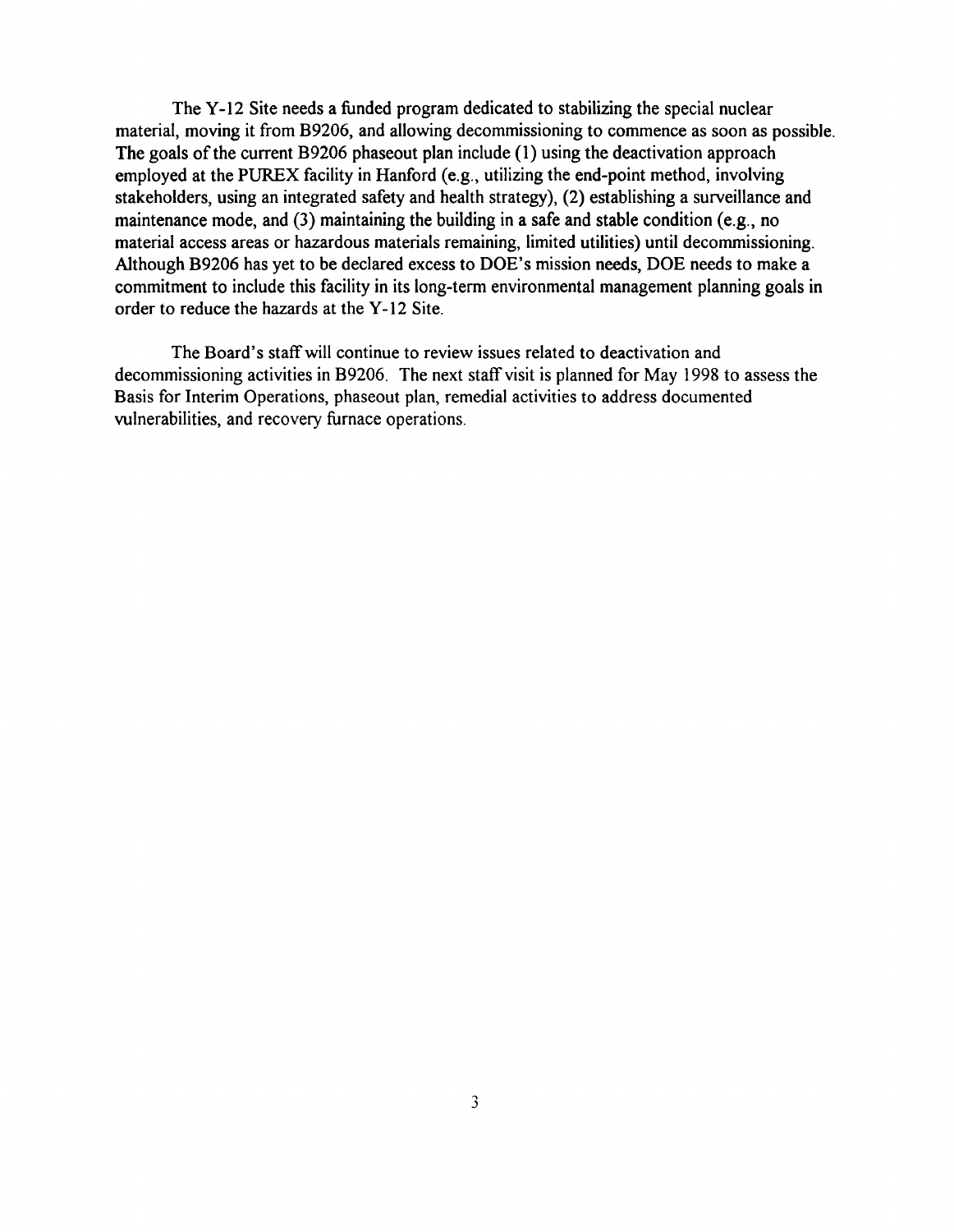The Y-12 Site needs a funded program dedicated to stabilizing the special nuclear material, moving it from B9206, and allowing decommissioning to commence as soon as possible. The goals of the current B9206 phaseout plan include (1) using the deactivation approach employed at the PUREX facility in Hanford (e.g., utilizing the end-point method, involving stakeholders, using an integrated safety and health strategy), (2) establishing a surveillance and maintenance mode, and (3) maintaining the building in a safe and stable condition (e.g., no material access areas or hazardous materials remaining, limited utilities) until decommissioning. Although B9206 has yet to be declared excess to DOE's mission needs, DOE needs to make a commitment to include this facility in its long-term environmental management planning goals in order to reduce the hazards at the Y-12 Site.

The Board's staff will continue to review issues related to deactivation and decommissioning activities in B9206. The next staff visit is planned for May 1998 to assess the Basis for Interim Operations, phaseout plan, remedial activities to address documented vulnerabilities, and recovery furnace operations.